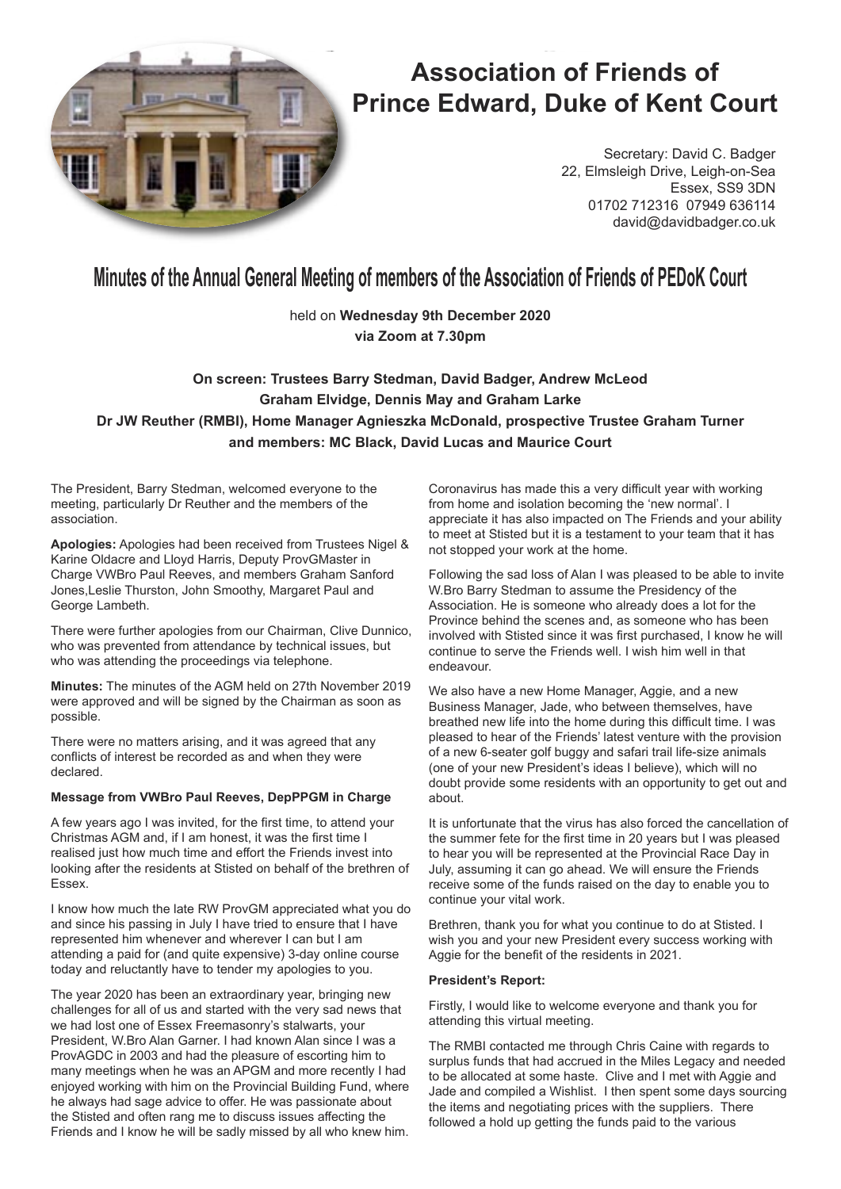# Association of Friends of Prince Edward, Duke of Kent Court

Secretary: David C. Badger
22, Elmsleigh Drive, Leigh-on-Sea
Essex, SS9 3DN
01702 712316 07949 636114
david@davidbadger.co.uk

## Minutes of the Annual General Meeting of members of the Association of Friends of PEDoK Court

held on **Wednesday 9th December 2020**
**via Zoom at 7.30pm**

**On screen: Trustees Barry Stedman, David Badger, Andrew McLeod**
**Graham Elvidge, Dennis May and Graham Larke**
**Dr JW Reuther (RMBI), Home Manager Agnieszka McDonald, prospective Trustee Graham Turner**
**and members: MC Black, David Lucas and Maurice Court**

The President, Barry Stedman, welcomed everyone to the meeting, particularly Dr Reuther and the members of the association.

**Apologies:** Apologies had been received from Trustees Nigel & Karine Oldacre and Lloyd Harris, Deputy ProvGMaster in Charge VWBro Paul Reeves, and members Graham Sanford Jones,Leslie Thurston, John Smoothy, Margaret Paul and George Lambeth.

There were further apologies from our Chairman, Clive Dunnico, who was prevented from attendance by technical issues, but who was attending the proceedings via telephone.

**Minutes:** The minutes of the AGM held on 27th November 2019 were approved and will be signed by the Chairman as soon as possible.

There were no matters arising, and it was agreed that any conflicts of interest be recorded as and when they were declared.

**Message from VWBro Paul Reeves, DepPPGM in Charge**

A few years ago I was invited, for the first time, to attend your Christmas AGM and, if I am honest, it was the first time I realised just how much time and effort the Friends invest into looking after the residents at Stisted on behalf of the brethren of Essex.

I know how much the late RW ProvGM appreciated what you do and since his passing in July I have tried to ensure that I have represented him whenever and wherever I can but I am attending a paid for (and quite expensive) 3-day online course today and reluctantly have to tender my apologies to you.

The year 2020 has been an extraordinary year, bringing new challenges for all of us and started with the very sad news that we had lost one of Essex Freemasonry's stalwarts, your President, W.Bro Alan Garner. I had known Alan since I was a ProvAGDC in 2003 and had the pleasure of escorting him to many meetings when he was an APGM and more recently I had enjoyed working with him on the Provincial Building Fund, where he always had sage advice to offer. He was passionate about the Stisted and often rang me to discuss issues affecting the Friends and I know he will be sadly missed by all who knew him.

Coronavirus has made this a very difficult year with working from home and isolation becoming the 'new normal'. I appreciate it has also impacted on The Friends and your ability to meet at Stisted but it is a testament to your team that it has not stopped your work at the home.

Following the sad loss of Alan I was pleased to be able to invite W.Bro Barry Stedman to assume the Presidency of the Association. He is someone who already does a lot for the Province behind the scenes and, as someone who has been involved with Stisted since it was first purchased, I know he will continue to serve the Friends well. I wish him well in that endeavour.

We also have a new Home Manager, Aggie, and a new Business Manager, Jade, who between themselves, have breathed new life into the home during this difficult time. I was pleased to hear of the Friends' latest venture with the provision of a new 6-seater golf buggy and safari trail life-size animals (one of your new President's ideas I believe), which will no doubt provide some residents with an opportunity to get out and about.

It is unfortunate that the virus has also forced the cancellation of the summer fete for the first time in 20 years but I was pleased to hear you will be represented at the Provincial Race Day in July, assuming it can go ahead. We will ensure the Friends receive some of the funds raised on the day to enable you to continue your vital work.

Brethren, thank you for what you continue to do at Stisted. I wish you and your new President every success working with Aggie for the benefit of the residents in 2021.

**President's Report:**

Firstly, I would like to welcome everyone and thank you for attending this virtual meeting.

The RMBI contacted me through Chris Caine with regards to surplus funds that had accrued in the Miles Legacy and needed to be allocated at some haste. Clive and I met with Aggie and Jade and compiled a Wishlist. I then spent some days sourcing the items and negotiating prices with the suppliers. There followed a hold up getting the funds paid to the various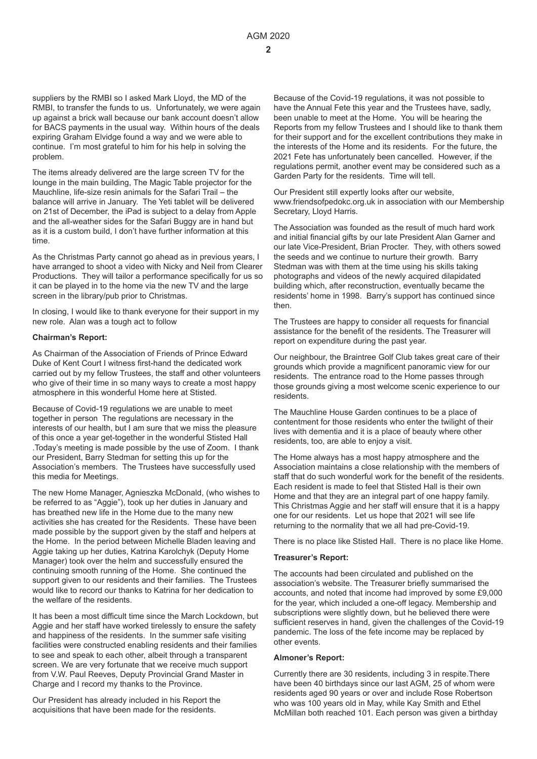suppliers by the RMBI so I asked Mark Lloyd, the MD of the RMBI, to transfer the funds to us. Unfortunately, we were again up against a brick wall because our bank account doesn't allow for BACS payments in the usual way. Within hours of the deals expiring Graham Elvidge found a way and we were able to continue. I'm most grateful to him for his help in solving the problem.

The items already delivered are the large screen TV for the lounge in the main building, The Magic Table projector for the Mauchline, life-size resin animals for the Safari Trail – the balance will arrive in January. The Yeti tablet will be delivered on 21st of December, the iPad is subject to a delay from Apple and the all-weather sides for the Safari Buggy are in hand but as it is a custom build, I don't have further information at this time.

As the Christmas Party cannot go ahead as in previous years, I have arranged to shoot a video with Nicky and Neil from Clearer Productions. They will tailor a performance specifically for us so it can be played in to the home via the new TV and the large screen in the library/pub prior to Christmas.

In closing, I would like to thank everyone for their support in my new role. Alan was a tough act to follow

**Chairman's Report:**

As Chairman of the Association of Friends of Prince Edward Duke of Kent Court I witness first-hand the dedicated work carried out by my fellow Trustees, the staff and other volunteers who give of their time in so many ways to create a most happy atmosphere in this wonderful Home here at Stisted.

Because of Covid-19 regulations we are unable to meet together in person The regulations are necessary in the interests of our health, but I am sure that we miss the pleasure of this once a year get-together in the wonderful Stisted Hall .Today's meeting is made possible by the use of Zoom. I thank our President, Barry Stedman for setting this up for the Association's members. The Trustees have successfully used this media for Meetings.

The new Home Manager, Agnieszka McDonald, (who wishes to be referred to as "Aggie"), took up her duties in January and has breathed new life in the Home due to the many new activities she has created for the Residents. These have been made possible by the support given by the staff and helpers at the Home. In the period between Michelle Bladen leaving and Aggie taking up her duties, Katrina Karolchyk (Deputy Home Manager) took over the helm and successfully ensured the continuing smooth running of the Home. She continued the support given to our residents and their families. The Trustees would like to record our thanks to Katrina for her dedication to the welfare of the residents.

It has been a most difficult time since the March Lockdown, but Aggie and her staff have worked tirelessly to ensure the safety and happiness of the residents. In the summer safe visiting facilities were constructed enabling residents and their families to see and speak to each other, albeit through a transparent screen. We are very fortunate that we receive much support from V.W. Paul Reeves, Deputy Provincial Grand Master in Charge and I record my thanks to the Province.

Our President has already included in his Report the acquisitions that have been made for the residents.

Because of the Covid-19 regulations, it was not possible to have the Annual Fete this year and the Trustees have, sadly, been unable to meet at the Home. You will be hearing the Reports from my fellow Trustees and I should like to thank them for their support and for the excellent contributions they make in the interests of the Home and its residents. For the future, the 2021 Fete has unfortunately been cancelled. However, if the regulations permit, another event may be considered such as a Garden Party for the residents. Time will tell.

Our President still expertly looks after our website, www.friendsofpedokc.org.uk in association with our Membership Secretary, Lloyd Harris.

The Association was founded as the result of much hard work and initial financial gifts by our late President Alan Garner and our late Vice-President, Brian Procter. They, with others sowed the seeds and we continue to nurture their growth. Barry Stedman was with them at the time using his skills taking photographs and videos of the newly acquired dilapidated building which, after reconstruction, eventually became the residents' home in 1998. Barry's support has continued since then.

The Trustees are happy to consider all requests for financial assistance for the benefit of the residents. The Treasurer will report on expenditure during the past year.

Our neighbour, the Braintree Golf Club takes great care of their grounds which provide a magnificent panoramic view for our residents. The entrance road to the Home passes through those grounds giving a most welcome scenic experience to our residents.

The Mauchline House Garden continues to be a place of contentment for those residents who enter the twilight of their lives with dementia and it is a place of beauty where other residents, too, are able to enjoy a visit.

The Home always has a most happy atmosphere and the Association maintains a close relationship with the members of staff that do such wonderful work for the benefit of the residents. Each resident is made to feel that Stisted Hall is their own Home and that they are an integral part of one happy family. This Christmas Aggie and her staff will ensure that it is a happy one for our residents. Let us hope that 2021 will see life returning to the normality that we all had pre-Covid-19.

There is no place like Stisted Hall. There is no place like Home.

**Treasurer's Report:**

The accounts had been circulated and published on the association's website. The Treasurer briefly summarised the accounts, and noted that income had improved by some £9,000 for the year, which included a one-off legacy. Membership and subscriptions were slightly down, but he believed there were sufficient reserves in hand, given the challenges of the Covid-19 pandemic. The loss of the fete income may be replaced by other events.

**Almoner's Report:**

Currently there are 30 residents, including 3 in respite.There have been 40 birthdays since our last AGM, 25 of whom were residents aged 90 years or over and include Rose Robertson who was 100 years old in May, while Kay Smith and Ethel McMillan both reached 101. Each person was given a birthday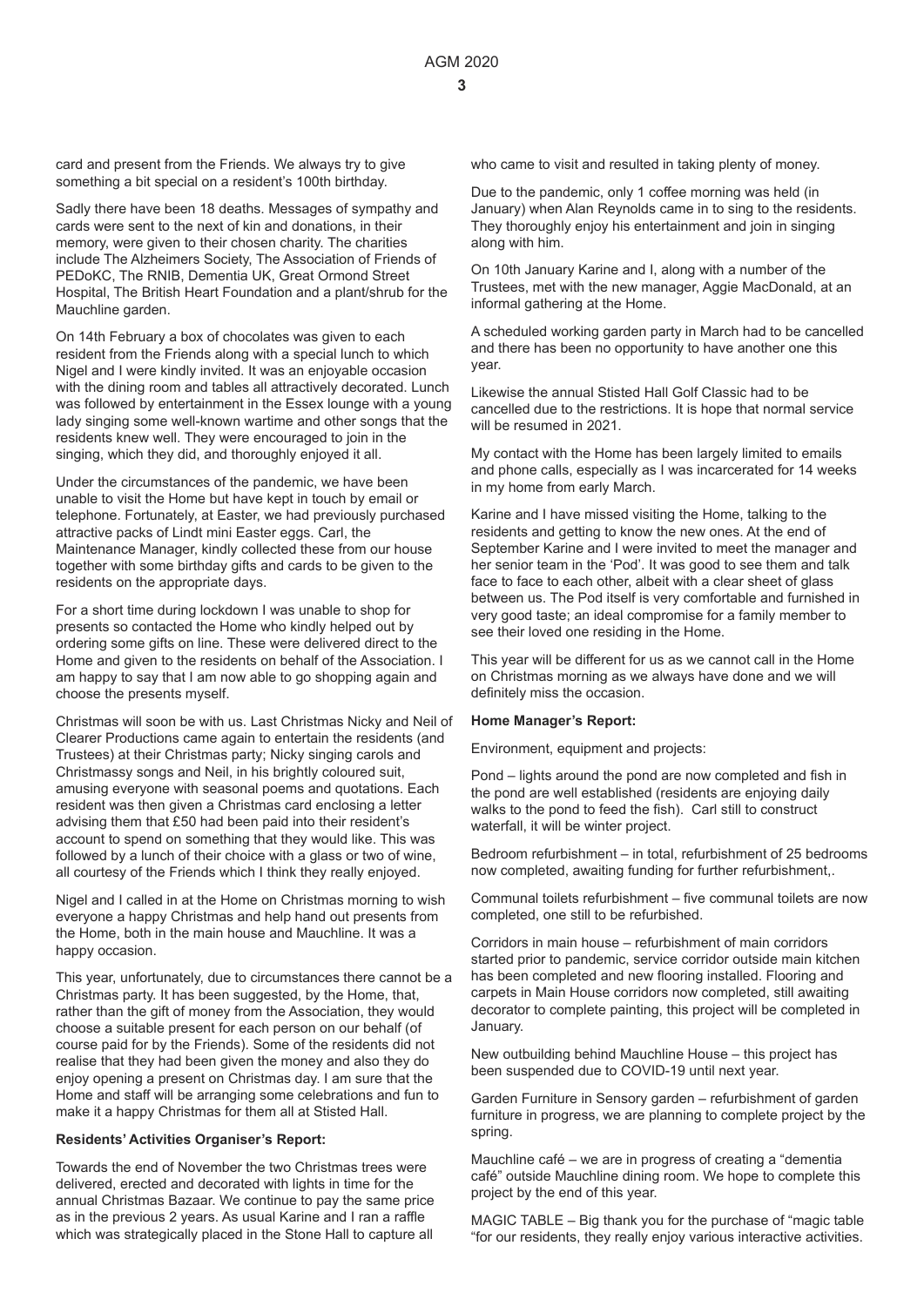card and present from the Friends. We always try to give something a bit special on a resident's 100th birthday.

Sadly there have been 18 deaths. Messages of sympathy and cards were sent to the next of kin and donations, in their memory, were given to their chosen charity. The charities include The Alzheimers Society, The Association of Friends of PEDoKC, The RNIB, Dementia UK, Great Ormond Street Hospital, The British Heart Foundation and a plant/shrub for the Mauchline garden.

On 14th February a box of chocolates was given to each resident from the Friends along with a special lunch to which Nigel and I were kindly invited. It was an enjoyable occasion with the dining room and tables all attractively decorated. Lunch was followed by entertainment in the Essex lounge with a young lady singing some well-known wartime and other songs that the residents knew well. They were encouraged to join in the singing, which they did, and thoroughly enjoyed it all.

Under the circumstances of the pandemic, we have been unable to visit the Home but have kept in touch by email or telephone. Fortunately, at Easter, we had previously purchased attractive packs of Lindt mini Easter eggs. Carl, the Maintenance Manager, kindly collected these from our house together with some birthday gifts and cards to be given to the residents on the appropriate days.

For a short time during lockdown I was unable to shop for presents so contacted the Home who kindly helped out by ordering some gifts on line. These were delivered direct to the Home and given to the residents on behalf of the Association. I am happy to say that I am now able to go shopping again and choose the presents myself.

Christmas will soon be with us. Last Christmas Nicky and Neil of Clearer Productions came again to entertain the residents (and Trustees) at their Christmas party; Nicky singing carols and Christmassy songs and Neil, in his brightly coloured suit, amusing everyone with seasonal poems and quotations. Each resident was then given a Christmas card enclosing a letter advising them that £50 had been paid into their resident's account to spend on something that they would like. This was followed by a lunch of their choice with a glass or two of wine, all courtesy of the Friends which I think they really enjoyed.

Nigel and I called in at the Home on Christmas morning to wish everyone a happy Christmas and help hand out presents from the Home, both in the main house and Mauchline. It was a happy occasion.

This year, unfortunately, due to circumstances there cannot be a Christmas party. It has been suggested, by the Home, that, rather than the gift of money from the Association, they would choose a suitable present for each person on our behalf (of course paid for by the Friends). Some of the residents did not realise that they had been given the money and also they do enjoy opening a present on Christmas day. I am sure that the Home and staff will be arranging some celebrations and fun to make it a happy Christmas for them all at Stisted Hall.

**Residents' Activities Organiser's Report:**

Towards the end of November the two Christmas trees were delivered, erected and decorated with lights in time for the annual Christmas Bazaar. We continue to pay the same price as in the previous 2 years. As usual Karine and I ran a raffle which was strategically placed in the Stone Hall to capture all who came to visit and resulted in taking plenty of money.

Due to the pandemic, only 1 coffee morning was held (in January) when Alan Reynolds came in to sing to the residents. They thoroughly enjoy his entertainment and join in singing along with him.

On 10th January Karine and I, along with a number of the Trustees, met with the new manager, Aggie MacDonald, at an informal gathering at the Home.

A scheduled working garden party in March had to be cancelled and there has been no opportunity to have another one this year.

Likewise the annual Stisted Hall Golf Classic had to be cancelled due to the restrictions. It is hope that normal service will be resumed in 2021.

My contact with the Home has been largely limited to emails and phone calls, especially as I was incarcerated for 14 weeks in my home from early March.

Karine and I have missed visiting the Home, talking to the residents and getting to know the new ones. At the end of September Karine and I were invited to meet the manager and her senior team in the 'Pod'. It was good to see them and talk face to face to each other, albeit with a clear sheet of glass between us. The Pod itself is very comfortable and furnished in very good taste; an ideal compromise for a family member to see their loved one residing in the Home.

This year will be different for us as we cannot call in the Home on Christmas morning as we always have done and we will definitely miss the occasion.

**Home Manager's Report:**

Environment, equipment and projects:

Pond – lights around the pond are now completed and fish in the pond are well established (residents are enjoying daily walks to the pond to feed the fish). Carl still to construct waterfall, it will be winter project.

Bedroom refurbishment – in total, refurbishment of 25 bedrooms now completed, awaiting funding for further refurbishment,.

Communal toilets refurbishment – five communal toilets are now completed, one still to be refurbished.

Corridors in main house – refurbishment of main corridors started prior to pandemic, service corridor outside main kitchen has been completed and new flooring installed. Flooring and carpets in Main House corridors now completed, still awaiting decorator to complete painting, this project will be completed in January.

New outbuilding behind Mauchline House – this project has been suspended due to COVID-19 until next year.

Garden Furniture in Sensory garden – refurbishment of garden furniture in progress, we are planning to complete project by the spring.

Mauchline café – we are in progress of creating a "dementia café" outside Mauchline dining room. We hope to complete this project by the end of this year.

MAGIC TABLE – Big thank you for the purchase of "magic table "for our residents, they really enjoy various interactive activities.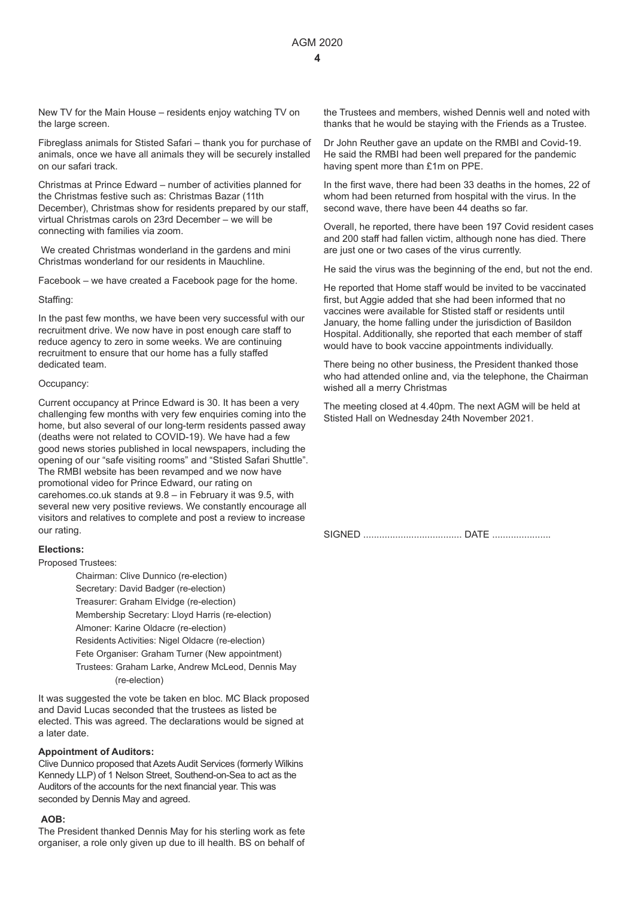New TV for the Main House – residents enjoy watching TV on the large screen.

Fibreglass animals for Stisted Safari – thank you for purchase of animals, once we have all animals they will be securely installed on our safari track.

Christmas at Prince Edward – number of activities planned for the Christmas festive such as: Christmas Bazar (11th December), Christmas show for residents prepared by our staff, virtual Christmas carols on 23rd December – we will be connecting with families via zoom.

We created Christmas wonderland in the gardens and mini Christmas wonderland for our residents in Mauchline.

Facebook – we have created a Facebook page for the home.

Staffing:

In the past few months, we have been very successful with our recruitment drive. We now have in post enough care staff to reduce agency to zero in some weeks. We are continuing recruitment to ensure that our home has a fully staffed dedicated team.

Occupancy:

Current occupancy at Prince Edward is 30. It has been a very challenging few months with very few enquiries coming into the home, but also several of our long-term residents passed away (deaths were not related to COVID-19). We have had a few good news stories published in local newspapers, including the opening of our "safe visiting rooms" and "Stisted Safari Shuttle". The RMBI website has been revamped and we now have promotional video for Prince Edward, our rating on carehomes.co.uk stands at 9.8 – in February it was 9.5, with several new very positive reviews. We constantly encourage all visitors and relatives to complete and post a review to increase our rating.

**Elections:**

Proposed Trustees:

- Chairman: Clive Dunnico (re-election)
- Secretary: David Badger (re-election)
- Treasurer: Graham Elvidge (re-election)
- Membership Secretary: Lloyd Harris (re-election)
- Almoner: Karine Oldacre (re-election)
- Residents Activities: Nigel Oldacre (re-election)
- Fete Organiser: Graham Turner (New appointment)
- Trustees: Graham Larke, Andrew McLeod, Dennis May (re-election)

It was suggested the vote be taken en bloc. MC Black proposed and David Lucas seconded that the trustees as listed be elected. This was agreed. The declarations would be signed at a later date.

**Appointment of Auditors:**

Clive Dunnico proposed that Azets Audit Services (formerly Wilkins Kennedy LLP) of 1 Nelson Street, Southend-on-Sea to act as the Auditors of the accounts for the next financial year. This was seconded by Dennis May and agreed.

**AOB:**

The President thanked Dennis May for his sterling work as fete organiser, a role only given up due to ill health. BS on behalf of the Trustees and members, wished Dennis well and noted with thanks that he would be staying with the Friends as a Trustee.

Dr John Reuther gave an update on the RMBI and Covid-19. He said the RMBI had been well prepared for the pandemic having spent more than £1m on PPE.

In the first wave, there had been 33 deaths in the homes, 22 of whom had been returned from hospital with the virus. In the second wave, there have been 44 deaths so far.

Overall, he reported, there have been 197 Covid resident cases and 200 staff had fallen victim, although none has died. There are just one or two cases of the virus currently.

He said the virus was the beginning of the end, but not the end.

He reported that Home staff would be invited to be vaccinated first, but Aggie added that she had been informed that no vaccines were available for Stisted staff or residents until January, the home falling under the jurisdiction of Basildon Hospital. Additionally, she reported that each member of staff would have to book vaccine appointments individually.

There being no other business, the President thanked those who had attended online and, via the telephone, the Chairman wished all a merry Christmas

The meeting closed at 4.40pm. The next AGM will be held at Stisted Hall on Wednesday 24th November 2021.

SIGNED ..................................... DATE ......................